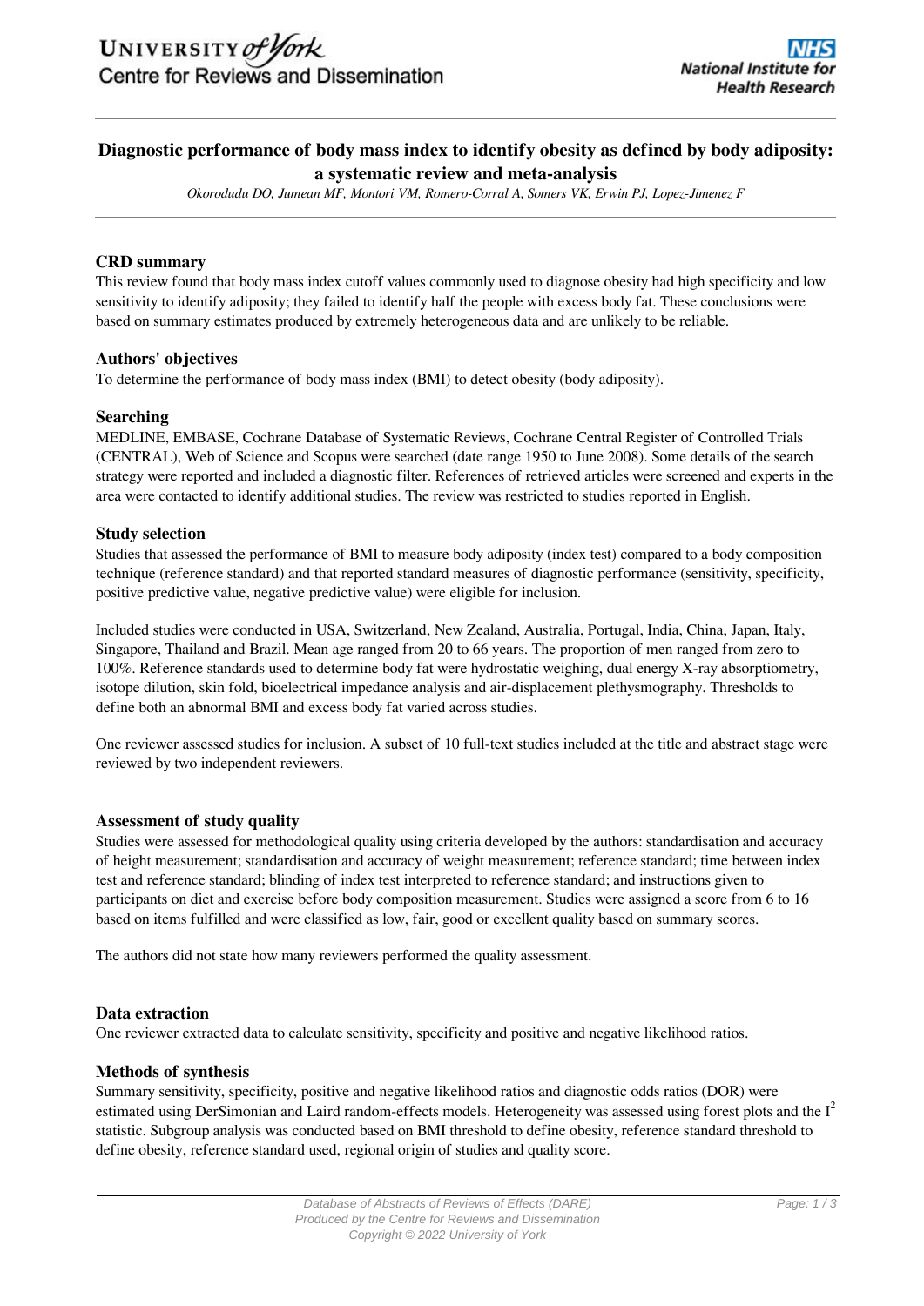# Diagnostic performance of body mass index to identify obesity as defined by body adiposity: a systematic review and meta-analysis

*Okorodudu DO, Jumean MF, Montori VM, Romero-Corral A, Somers VK, Erwin PJ, Lopez-Jimenez F*

### CRD summary

This review found that body mass index cutoff values commonly used to diagnose obesity had high specificity and low sensitivity to identify adiposity; they failed to identify half the people with excess body fat. These conclusions were based on summary estimates produced by extremely heterogeneous data and are unlikely to be reliable.

### Authors' objectives

To determine the performance of body mass index (BMI) to detect obesity (body adiposity).

### Searching

MEDLINE, EMBASE, Cochrane Database of Systematic Reviews, Cochrane Central Register of Controlled Trials (CENTRAL), Web of Science and Scopus were searched (date range 1950 to June 2008). Some details of the search strategy were reported and included a diagnostic filter. References of retrieved articles were screened and experts in the area were contacted to identify additional studies. The review was restricted to studies reported in English.

### Study selection

Studies that assessed the performance of BMI to measure body adiposity (index test) compared to a body composition technique (reference standard) and that reported standard measures of diagnostic performance (sensitivity, specificity, positive predictive value, negative predictive value) were eligible for inclusion.

Included studies were conducted in USA, Switzerland, New Zealand, Australia, Portugal, India, China, Japan, Italy, Singapore, Thailand and Brazil. Mean age ranged from 20 to 66 years. The proportion of men ranged from zero to 100%. Reference standards used to determine body fat were hydrostatic weighing, dual energy X-ray absorptiometry, isotope dilution, skin fold, bioelectrical impedance analysis and air-displacement plethysmography. Thresholds to define both an abnormal BMI and excess body fat varied across studies.

One reviewer assessed studies for inclusion. A subset of 10 full-text studies included at the title and abstract stage were reviewed by two independent reviewers.

### Assessment of study quality

Studies were assessed for methodological quality using criteria developed by the authors: standardisation and accuracy of height measurement; standardisation and accuracy of weight measurement; reference standard; time between index test and reference standard; blinding of index test interpreted to reference standard; and instructions given to participants on diet and exercise before body composition measurement. Studies were assigned a score from 6 to 16 based on items fulfilled and were classified as low, fair, good or excellent quality based on summary scores.

The authors did not state how many reviewers performed the quality assessment.

### Data extraction

One reviewer extracted data to calculate sensitivity, specificity and positive and negative likelihood ratios.

### Methods of synthesis

Summary sensitivity, specificity, positive and negative likelihood ratios and diagnostic odds ratios (DOR) were estimated using DerSimonian and Laird random-effects models. Heterogeneity was assessed using forest plots and the $I^2$ statistic. Subgroup analysis was conducted based on BMI threshold to define obesity, reference standard threshold to define obesity, reference standard used, regional origin of studies and quality score.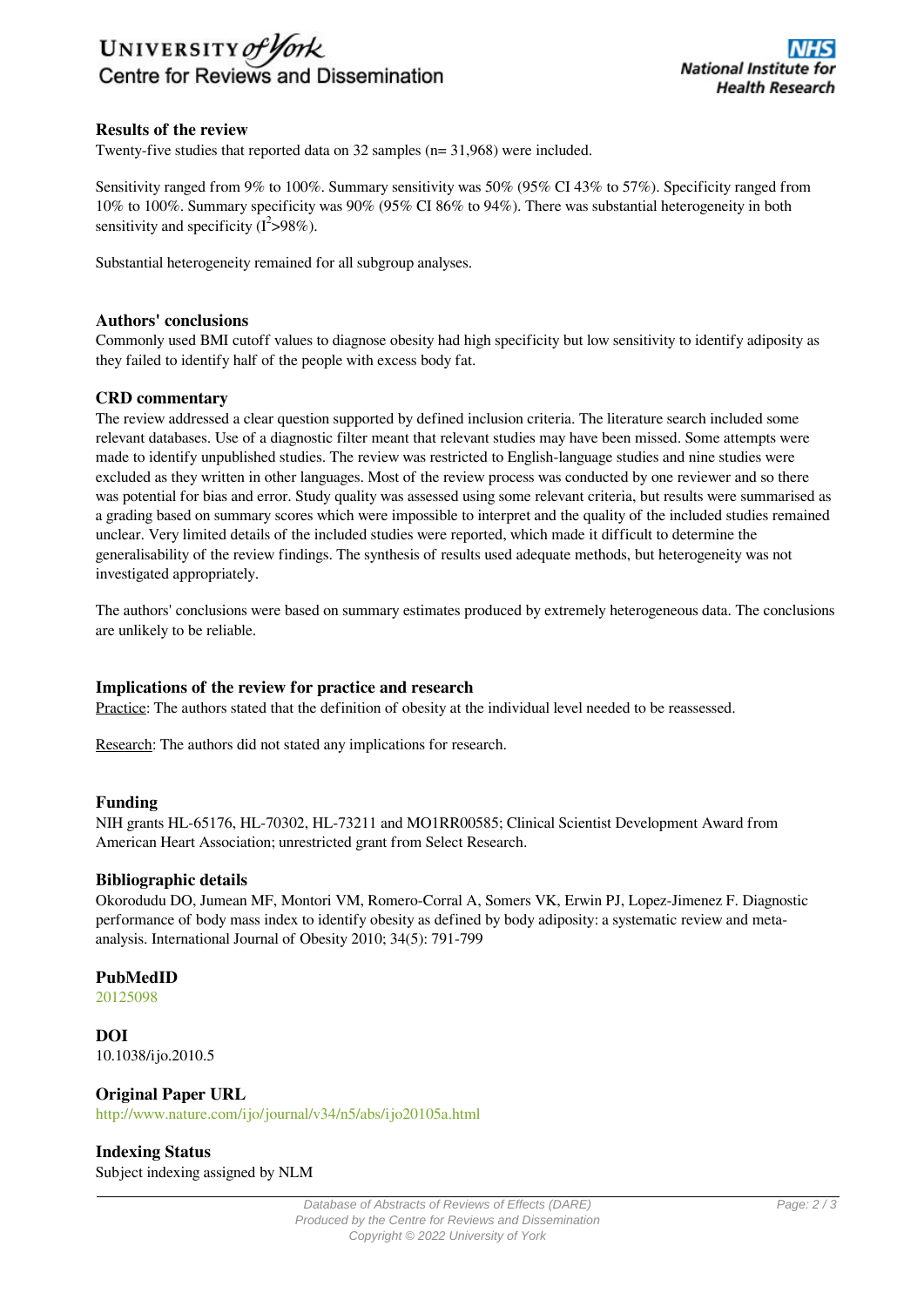### Results of the review

Twenty-five studies that reported data on 32 samples (n= 31,968) were included.

Sensitivity ranged from 9% to 100%. Summary sensitivity was 50% (95% CI 43% to 57%). Specificity ranged from 10% to 100%. Summary specificity was 90% (95% CI 86% to 94%). There was substantial heterogeneity in both sensitivity and specificity ($I^2$>98%).

Substantial heterogeneity remained for all subgroup analyses.

### Authors' conclusions

Commonly used BMI cutoff values to diagnose obesity had high specificity but low sensitivity to identify adiposity as they failed to identify half of the people with excess body fat.

### CRD commentary

The review addressed a clear question supported by defined inclusion criteria. The literature search included some relevant databases. Use of a diagnostic filter meant that relevant studies may have been missed. Some attempts were made to identify unpublished studies. The review was restricted to English-language studies and nine studies were excluded as they written in other languages. Most of the review process was conducted by one reviewer and so there was potential for bias and error. Study quality was assessed using some relevant criteria, but results were summarised as a grading based on summary scores which were impossible to interpret and the quality of the included studies remained unclear. Very limited details of the included studies were reported, which made it difficult to determine the generalisability of the review findings. The synthesis of results used adequate methods, but heterogeneity was not investigated appropriately.

The authors' conclusions were based on summary estimates produced by extremely heterogeneous data. The conclusions are unlikely to be reliable.

### Implications of the review for practice and research

Practice: The authors stated that the definition of obesity at the individual level needed to be reassessed.

Research: The authors did not stated any implications for research.

### Funding

NIH grants HL-65176, HL-70302, HL-73211 and MO1RR00585; Clinical Scientist Development Award from American Heart Association; unrestricted grant from Select Research.

### Bibliographic details

Okorodudu DO, Jumean MF, Montori VM, Romero-Corral A, Somers VK, Erwin PJ, Lopez-Jimenez F. Diagnostic performance of body mass index to identify obesity as defined by body adiposity: a systematic review and meta-analysis. International Journal of Obesity 2010; 34(5): 791-799

### PubMedID

20125098

### DOI

10.1038/ijo.2010.5

### Original Paper URL

http://www.nature.com/ijo/journal/v34/n5/abs/ijo20105a.html

### Indexing Status

Subject indexing assigned by NLM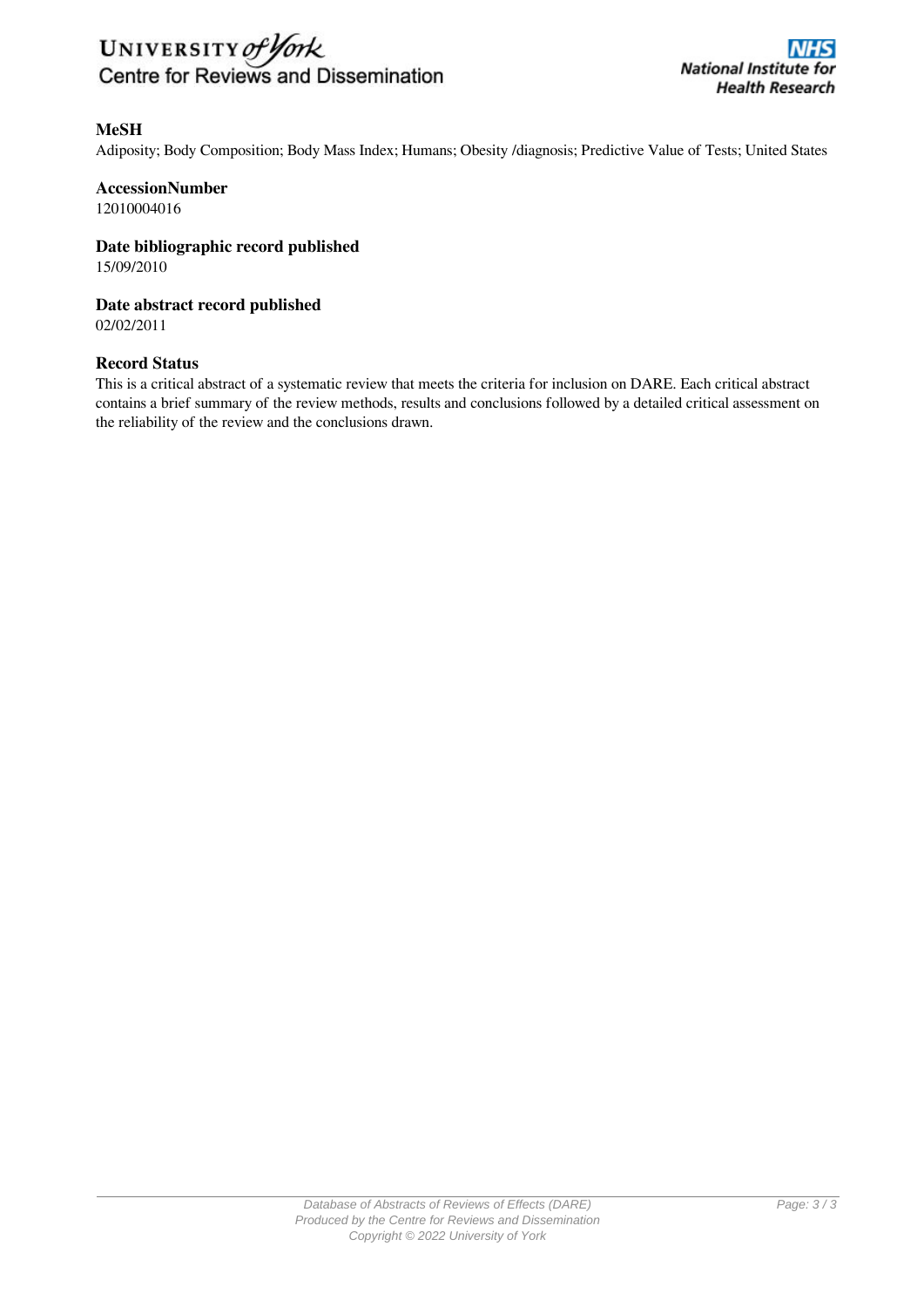**MeSH**

Adiposity; Body Composition; Body Mass Index; Humans; Obesity /diagnosis; Predictive Value of Tests; United States

**AccessionNumber**

12010004016

**Date bibliographic record published**

15/09/2010

**Date abstract record published**

02/02/2011

**Record Status**

This is a critical abstract of a systematic review that meets the criteria for inclusion on DARE. Each critical abstract contains a brief summary of the review methods, results and conclusions followed by a detailed critical assessment on the reliability of the review and the conclusions drawn.